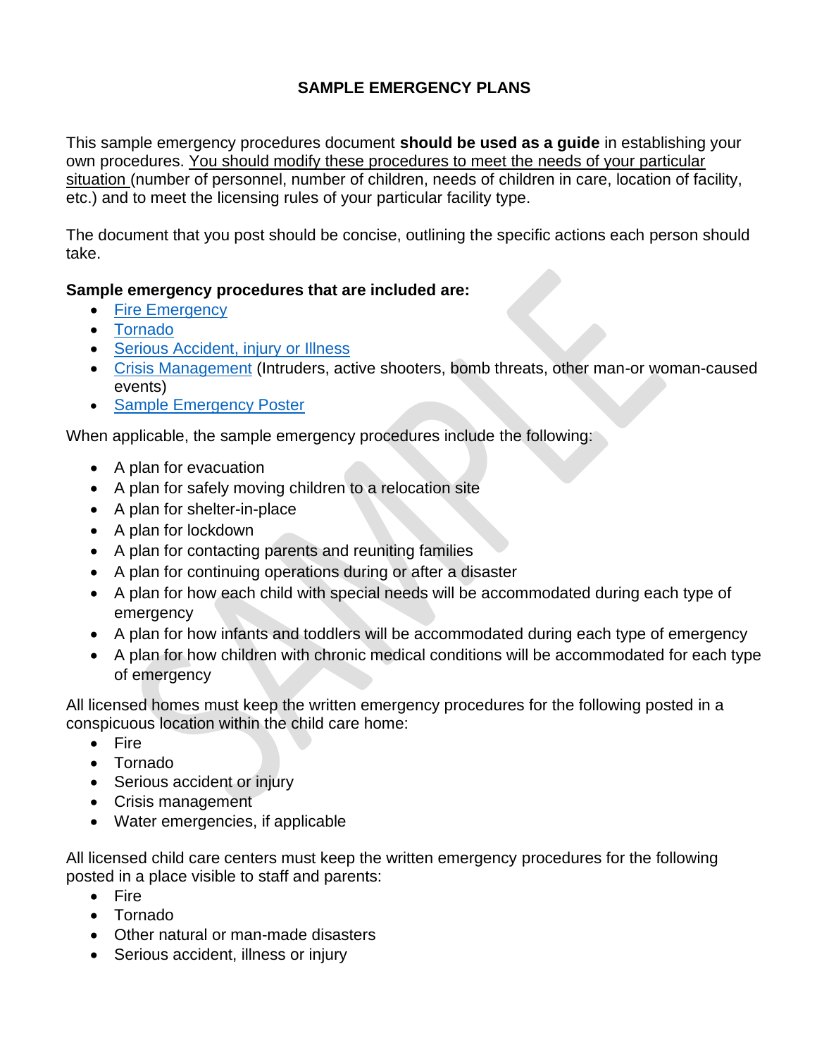# SAMPLE EMERGENCY PLANS

This sample emergency procedures document **should be used as a guide** in establishing your own procedures. You should modify these procedures to meet the needs of your particular situation (number of personnel, number of children, needs of children in care, location of facility, etc.) and to meet the licensing rules of your particular facility type.

The document that you post should be concise, outlining the specific actions each person should take.

**Sample emergency procedures that are included are:**

- Fire Emergency
- Tornado
- Serious Accident, injury or Illness
- Crisis Management (Intruders, active shooters, bomb threats, other man-or woman-caused events)
- Sample Emergency Poster

When applicable, the sample emergency procedures include the following:

- A plan for evacuation
- A plan for safely moving children to a relocation site
- A plan for shelter-in-place
- A plan for lockdown
- A plan for contacting parents and reuniting families
- A plan for continuing operations during or after a disaster
- A plan for how each child with special needs will be accommodated during each type of emergency
- A plan for how infants and toddlers will be accommodated during each type of emergency
- A plan for how children with chronic medical conditions will be accommodated for each type of emergency

All licensed homes must keep the written emergency procedures for the following posted in a conspicuous location within the child care home:

- Fire
- Tornado
- Serious accident or injury
- Crisis management
- Water emergencies, if applicable

All licensed child care centers must keep the written emergency procedures for the following posted in a place visible to staff and parents:

- Fire
- Tornado
- Other natural or man-made disasters
- Serious accident, illness or injury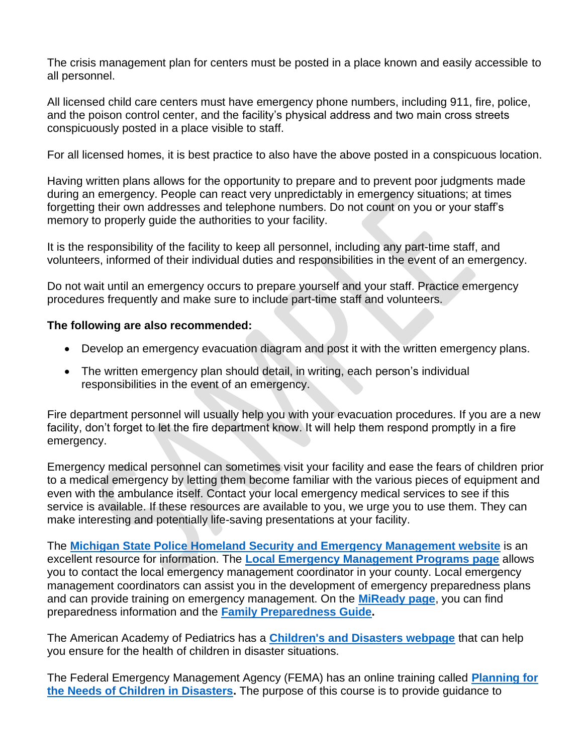The crisis management plan for centers must be posted in a place known and easily accessible to all personnel.

All licensed child care centers must have emergency phone numbers, including 911, fire, police, and the poison control center, and the facility's physical address and two main cross streets conspicuously posted in a place visible to staff.

For all licensed homes, it is best practice to also have the above posted in a conspicuous location.

Having written plans allows for the opportunity to prepare and to prevent poor judgments made during an emergency. People can react very unpredictably in emergency situations; at times forgetting their own addresses and telephone numbers. Do not count on you or your staff's memory to properly guide the authorities to your facility.

It is the responsibility of the facility to keep all personnel, including any part-time staff, and volunteers, informed of their individual duties and responsibilities in the event of an emergency.

Do not wait until an emergency occurs to prepare yourself and your staff. Practice emergency procedures frequently and make sure to include part-time staff and volunteers.

**The following are also recommended:**

- Develop an emergency evacuation diagram and post it with the written emergency plans.
- The written emergency plan should detail, in writing, each person's individual responsibilities in the event of an emergency.

Fire department personnel will usually help you with your evacuation procedures. If you are a new facility, don't forget to let the fire department know. It will help them respond promptly in a fire emergency.

Emergency medical personnel can sometimes visit your facility and ease the fears of children prior to a medical emergency by letting them become familiar with the various pieces of equipment and even with the ambulance itself. Contact your local emergency medical services to see if this service is available. If these resources are available to you, we urge you to use them. They can make interesting and potentially life-saving presentations at your facility.

The **Michigan State Police Homeland Security and Emergency Management website** is an excellent resource for information. The **Local Emergency Management Programs page** allows you to contact the local emergency management coordinator in your county. Local emergency management coordinators can assist you in the development of emergency preparedness plans and can provide training on emergency management. On the **MiReady page**, you can find preparedness information and the **Family Preparedness Guide.**

The American Academy of Pediatrics has a **Children's and Disasters webpage** that can help you ensure for the health of children in disaster situations.

The Federal Emergency Management Agency (FEMA) has an online training called **Planning for the Needs of Children in Disasters.** The purpose of this course is to provide guidance to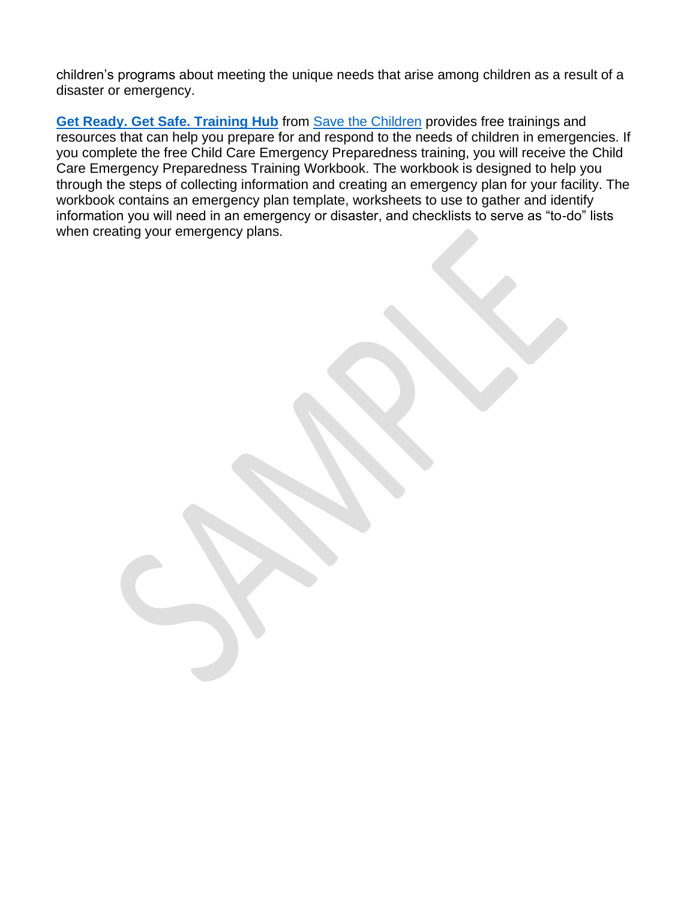children's programs about meeting the unique needs that arise among children as a result of a disaster or emergency.

**Get Ready. Get Safe. Training Hub** from Save the Children provides free trainings and resources that can help you prepare for and respond to the needs of children in emergencies. If you complete the free Child Care Emergency Preparedness training, you will receive the Child Care Emergency Preparedness Training Workbook. The workbook is designed to help you through the steps of collecting information and creating an emergency plan for your facility. The workbook contains an emergency plan template, worksheets to use to gather and identify information you will need in an emergency or disaster, and checklists to serve as "to-do" lists when creating your emergency plans.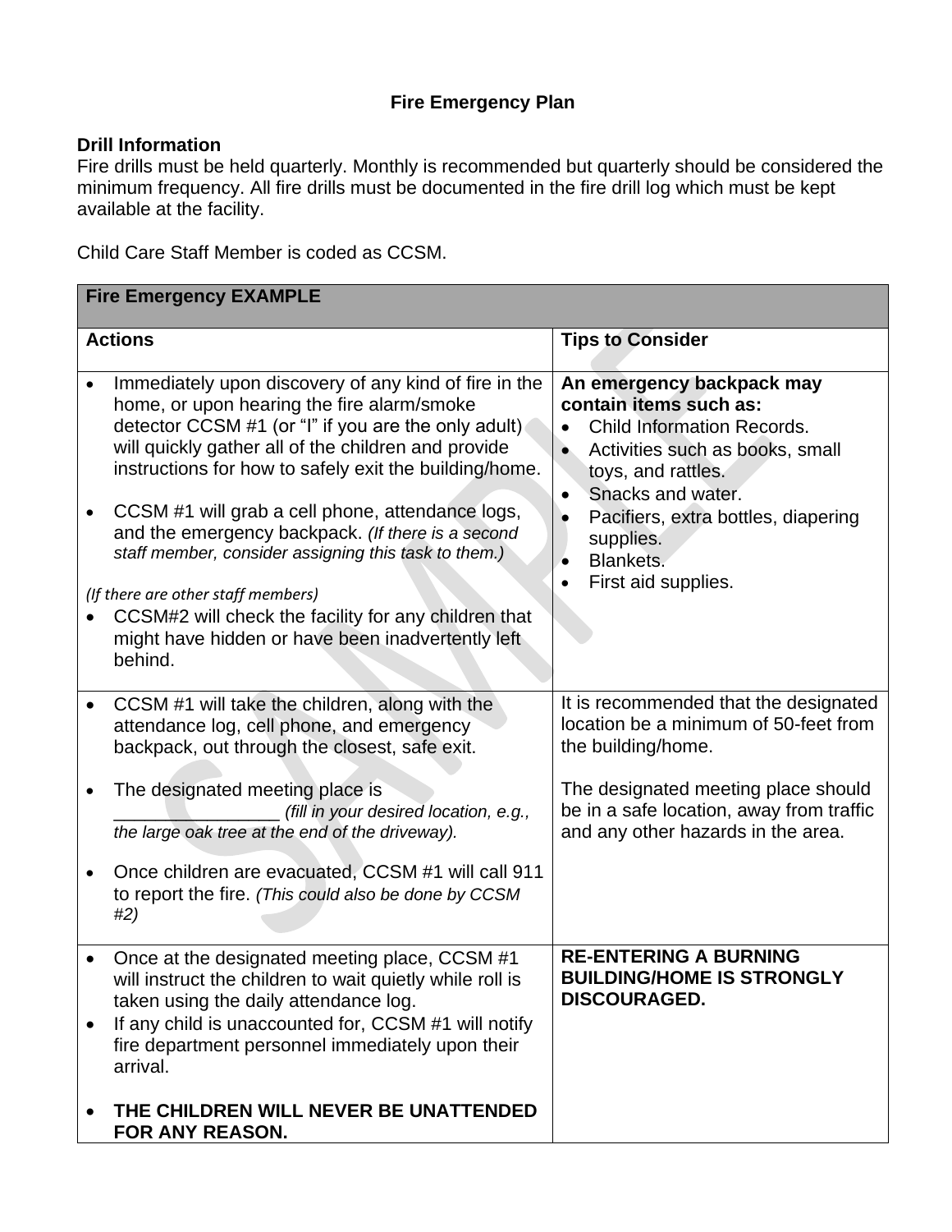**Fire Emergency Plan**

**Drill Information**

Fire drills must be held quarterly. Monthly is recommended but quarterly should be considered the minimum frequency. All fire drills must be documented in the fire drill log which must be kept available at the facility.

Child Care Staff Member is coded as CCSM.

| **Fire Emergency EXAMPLE** | |
|---|---|
| **Actions** | **Tips to Consider** |
| • Immediately upon discovery of any kind of fire in the home, or upon hearing the fire alarm/smoke detector CCSM #1 (or "I" if you are the only adult) will quickly gather all of the children and provide instructions for how to safely exit the building/home.<br><br>• CCSM #1 will grab a cell phone, attendance logs, and the emergency backpack. *(If there is a second staff member, consider assigning this task to them.)*<br><br>*(If there are other staff members)*<br>• CCSM#2 will check the facility for any children that might have hidden or have been inadvertently left behind. | **An emergency backpack may contain items such as:**<br>• Child Information Records.<br>• Activities such as books, small toys, and rattles.<br>• Snacks and water.<br>• Pacifiers, extra bottles, diapering supplies.<br>• Blankets.<br>• First aid supplies. |
| • CCSM #1 will take the children, along with the attendance log, cell phone, and emergency backpack, out through the closest, safe exit.<br><br>• The designated meeting place is _______________ *(fill in your desired location, e.g., the large oak tree at the end of the driveway).*<br><br>• Once children are evacuated, CCSM #1 will call 911 to report the fire. *(This could also be done by CCSM #2)* | It is recommended that the designated location be a minimum of 50-feet from the building/home.<br><br>The designated meeting place should be in a safe location, away from traffic and any other hazards in the area. |
| • Once at the designated meeting place, CCSM #1 will instruct the children to wait quietly while roll is taken using the daily attendance log.<br>• If any child is unaccounted for, CCSM #1 will notify fire department personnel immediately upon their arrival.<br><br>• **THE CHILDREN WILL NEVER BE UNATTENDED FOR ANY REASON.** | **RE-ENTERING A BURNING BUILDING/HOME IS STRONGLY DISCOURAGED.** |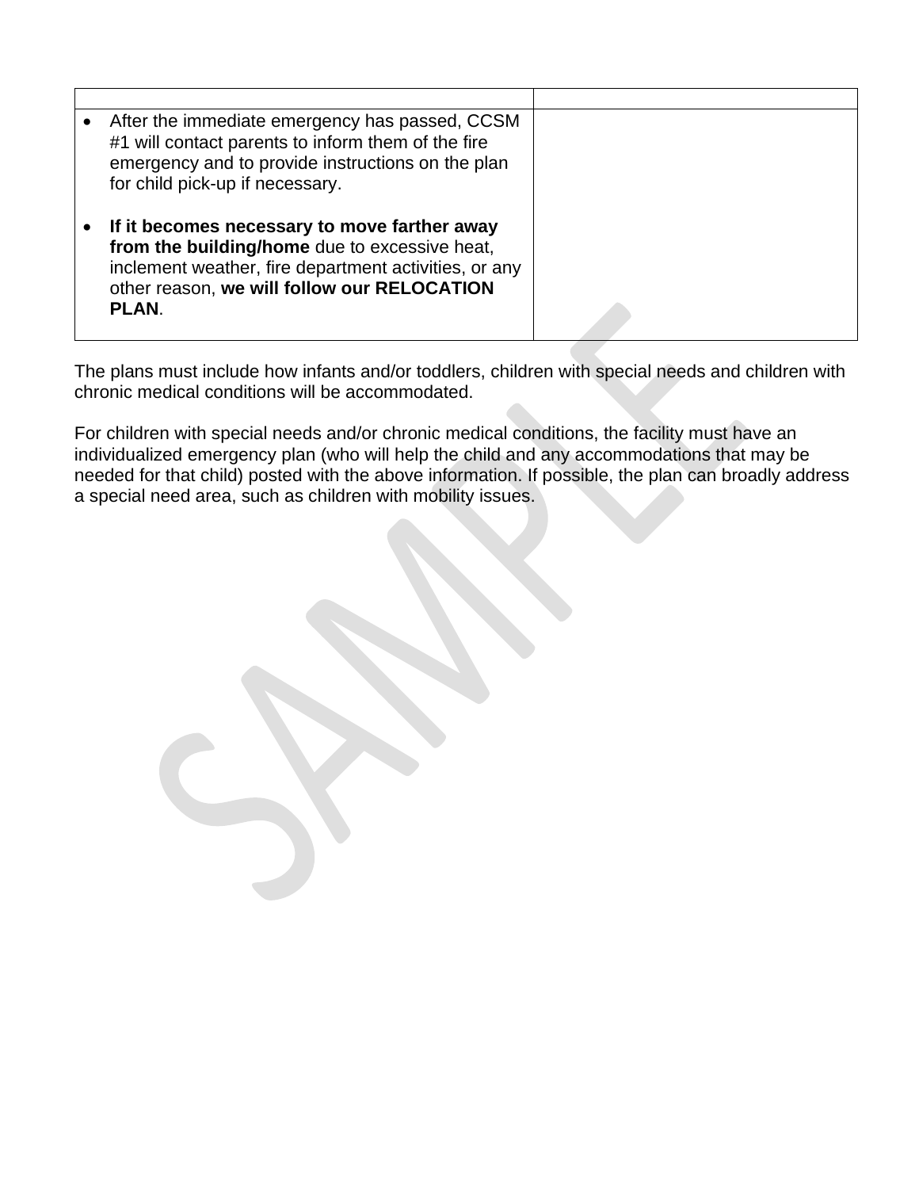| | |
|---|---|
| • After the immediate emergency has passed, CCSM #1 will contact parents to inform them of the fire emergency and to provide instructions on the plan for child pick-up if necessary.<br><br>• **If it becomes necessary to move farther away from the building/home** due to excessive heat, inclement weather, fire department activities, or any other reason, **we will follow our RELOCATION PLAN**. | |

The plans must include how infants and/or toddlers, children with special needs and children with chronic medical conditions will be accommodated.

For children with special needs and/or chronic medical conditions, the facility must have an individualized emergency plan (who will help the child and any accommodations that may be needed for that child) posted with the above information. If possible, the plan can broadly address a special need area, such as children with mobility issues.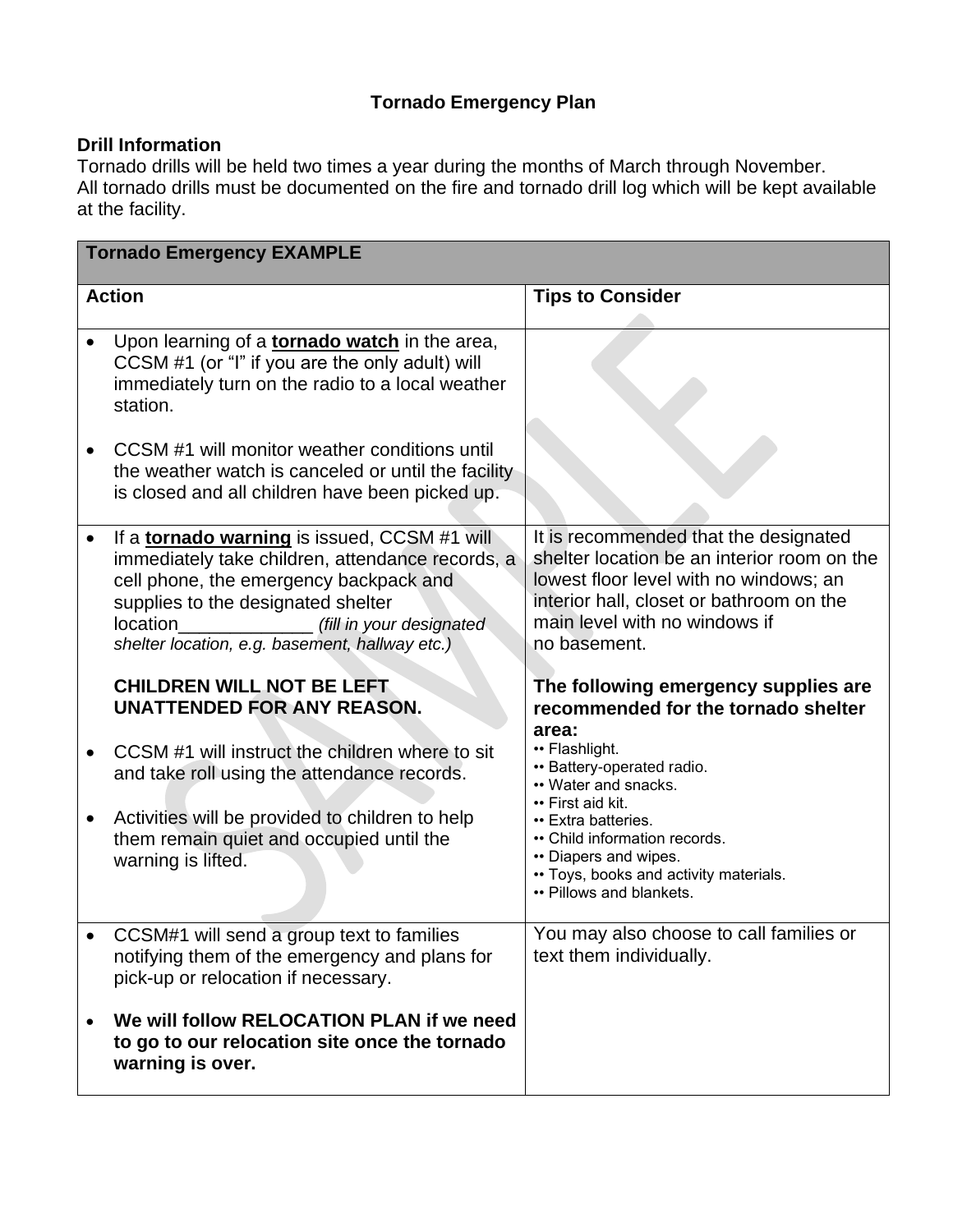**Tornado Emergency Plan**

**Drill Information**

Tornado drills will be held two times a year during the months of March through November.
All tornado drills must be documented on the fire and tornado drill log which will be kept available at the facility.

| Tornado Emergency EXAMPLE | |
|---|---|
| **Action** | **Tips to Consider** |
| • Upon learning of a **tornado watch** in the area, CCSM #1 (or "I" if you are the only adult) will immediately turn on the radio to a local weather station.<br><br>• CCSM #1 will monitor weather conditions until the weather watch is canceled or until the facility is closed and all children have been picked up. | |
| • If a **tornado warning** is issued, CCSM #1 will immediately take children, attendance records, a cell phone, the emergency backpack and supplies to the designated shelter location_____________ *(fill in your designated shelter location, e.g. basement, hallway etc.)*<br><br>**CHILDREN WILL NOT BE LEFT UNATTENDED FOR ANY REASON.**<br><br>• CCSM #1 will instruct the children where to sit and take roll using the attendance records.<br><br>• Activities will be provided to children to help them remain quiet and occupied until the warning is lifted. | It is recommended that the designated shelter location be an interior room on the lowest floor level with no windows; an interior hall, closet or bathroom on the main level with no windows if no basement.<br><br>**The following emergency supplies are recommended for the tornado shelter area:**<br>•• Flashlight.<br>•• Battery-operated radio.<br>•• Water and snacks.<br>•• First aid kit.<br>•• Extra batteries.<br>•• Child information records.<br>•• Diapers and wipes.<br>•• Toys, books and activity materials.<br>•• Pillows and blankets. |
| • CCSM#1 will send a group text to families notifying them of the emergency and plans for pick-up or relocation if necessary.<br><br>• **We will follow RELOCATION PLAN if we need to go to our relocation site once the tornado warning is over.** | You may also choose to call families or text them individually. |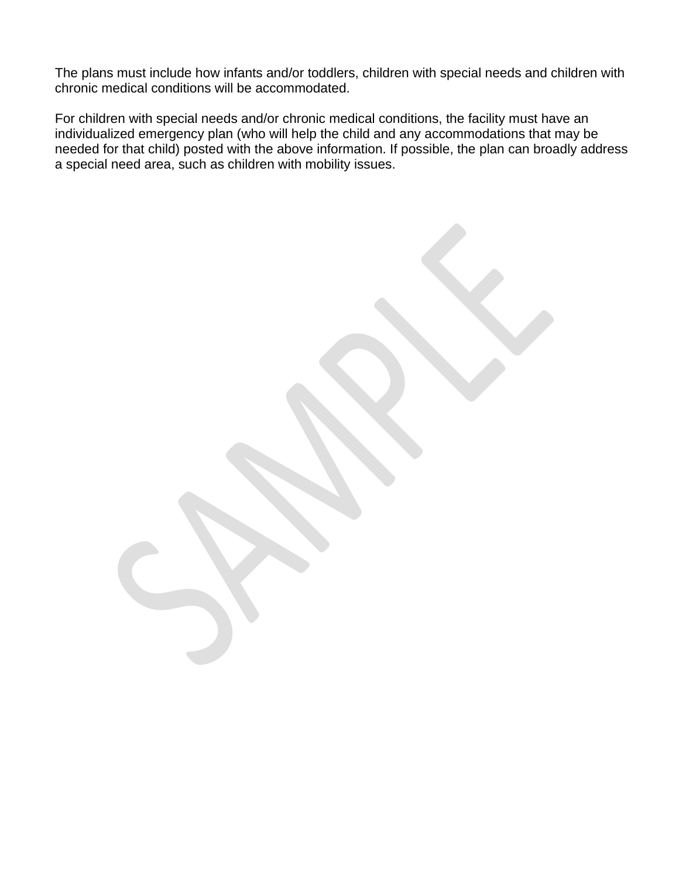The plans must include how infants and/or toddlers, children with special needs and children with chronic medical conditions will be accommodated.

For children with special needs and/or chronic medical conditions, the facility must have an individualized emergency plan (who will help the child and any accommodations that may be needed for that child) posted with the above information. If possible, the plan can broadly address a special need area, such as children with mobility issues.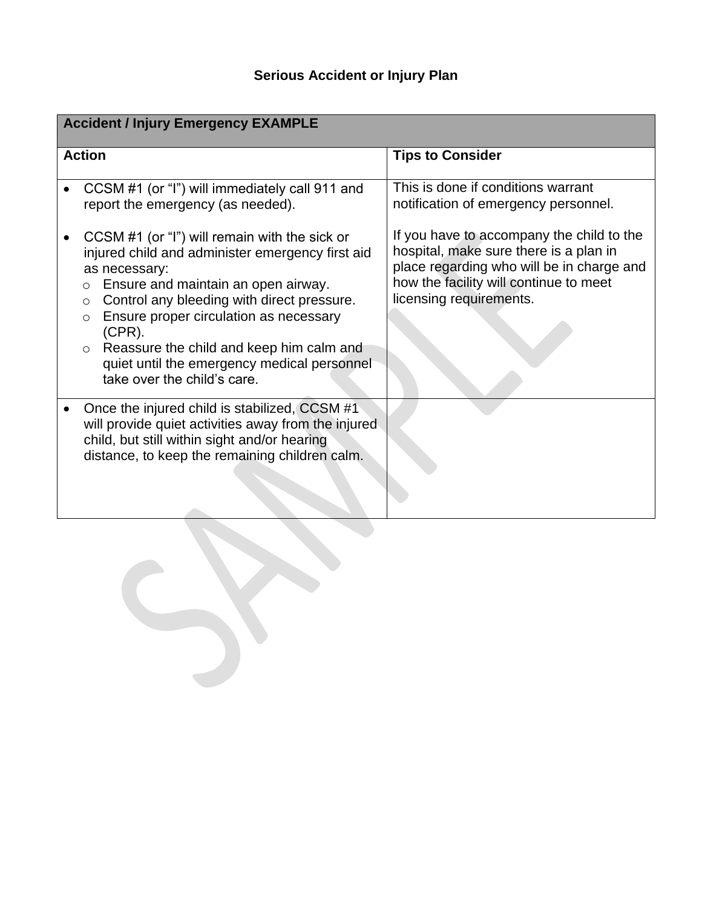# Serious Accident or Injury Plan

| Accident / Injury Emergency EXAMPLE | |
|---|---|
| **Action** | **Tips to Consider** |
| • CCSM #1 (or "I") will immediately call 911 and report the emergency (as needed).<br><br>• CCSM #1 (or "I") will remain with the sick or injured child and administer emergency first aid as necessary:<br>  ○ Ensure and maintain an open airway.<br>  ○ Control any bleeding with direct pressure.<br>  ○ Ensure proper circulation as necessary (CPR).<br>  ○ Reassure the child and keep him calm and quiet until the emergency medical personnel take over the child's care. | This is done if conditions warrant notification of emergency personnel.<br><br>If you have to accompany the child to the hospital, make sure there is a plan in place regarding who will be in charge and how the facility will continue to meet licensing requirements. |
| • Once the injured child is stabilized, CCSM #1 will provide quiet activities away from the injured child, but still within sight and/or hearing distance, to keep the remaining children calm. | |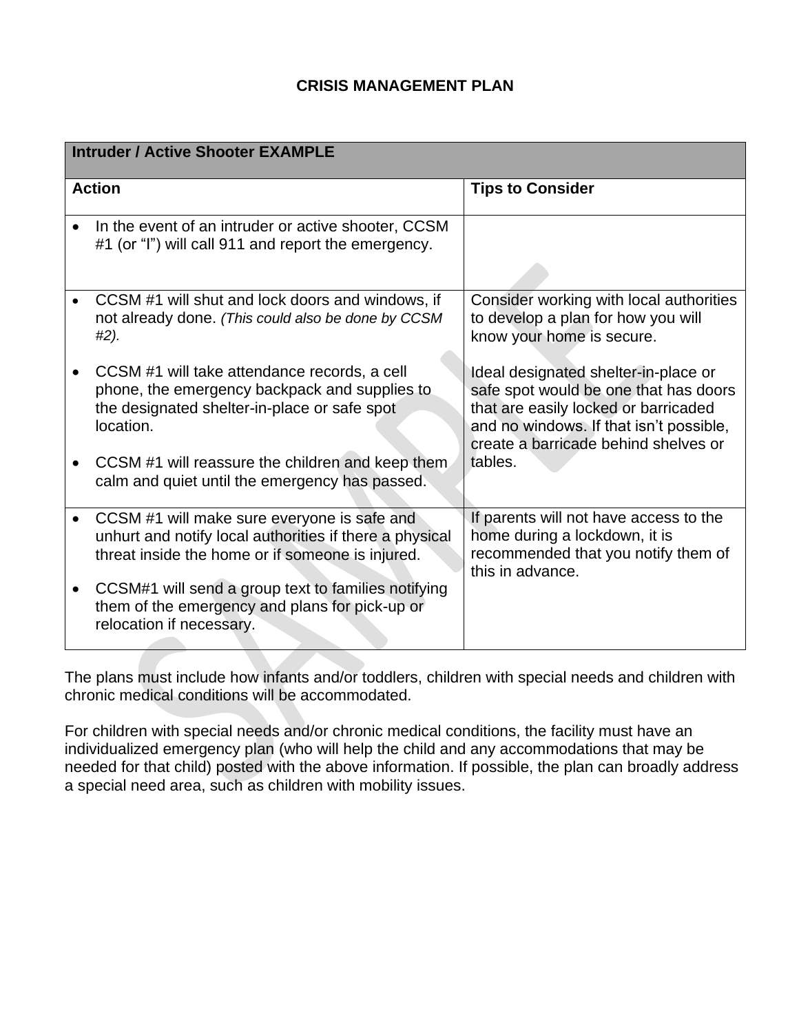# CRISIS MANAGEMENT PLAN

| **Intruder / Active Shooter EXAMPLE** | |
|---|---|
| **Action** | **Tips to Consider** |
| • In the event of an intruder or active shooter, CCSM #1 (or "I") will call 911 and report the emergency. | |
| • CCSM #1 will shut and lock doors and windows, if not already done. *(This could also be done by CCSM #2).*<br><br>• CCSM #1 will take attendance records, a cell phone, the emergency backpack and supplies to the designated shelter-in-place or safe spot location.<br><br>• CCSM #1 will reassure the children and keep them calm and quiet until the emergency has passed. | Consider working with local authorities to develop a plan for how you will know your home is secure.<br><br>Ideal designated shelter-in-place or safe spot would be one that has doors that are easily locked or barricaded and no windows. If that isn't possible, create a barricade behind shelves or tables. |
| • CCSM #1 will make sure everyone is safe and unhurt and notify local authorities if there a physical threat inside the home or if someone is injured.<br><br>• CCSM#1 will send a group text to families notifying them of the emergency and plans for pick-up or relocation if necessary. | If parents will not have access to the home during a lockdown, it is recommended that you notify them of this in advance. |

The plans must include how infants and/or toddlers, children with special needs and children with chronic medical conditions will be accommodated.

For children with special needs and/or chronic medical conditions, the facility must have an individualized emergency plan (who will help the child and any accommodations that may be needed for that child) posted with the above information. If possible, the plan can broadly address a special need area, such as children with mobility issues.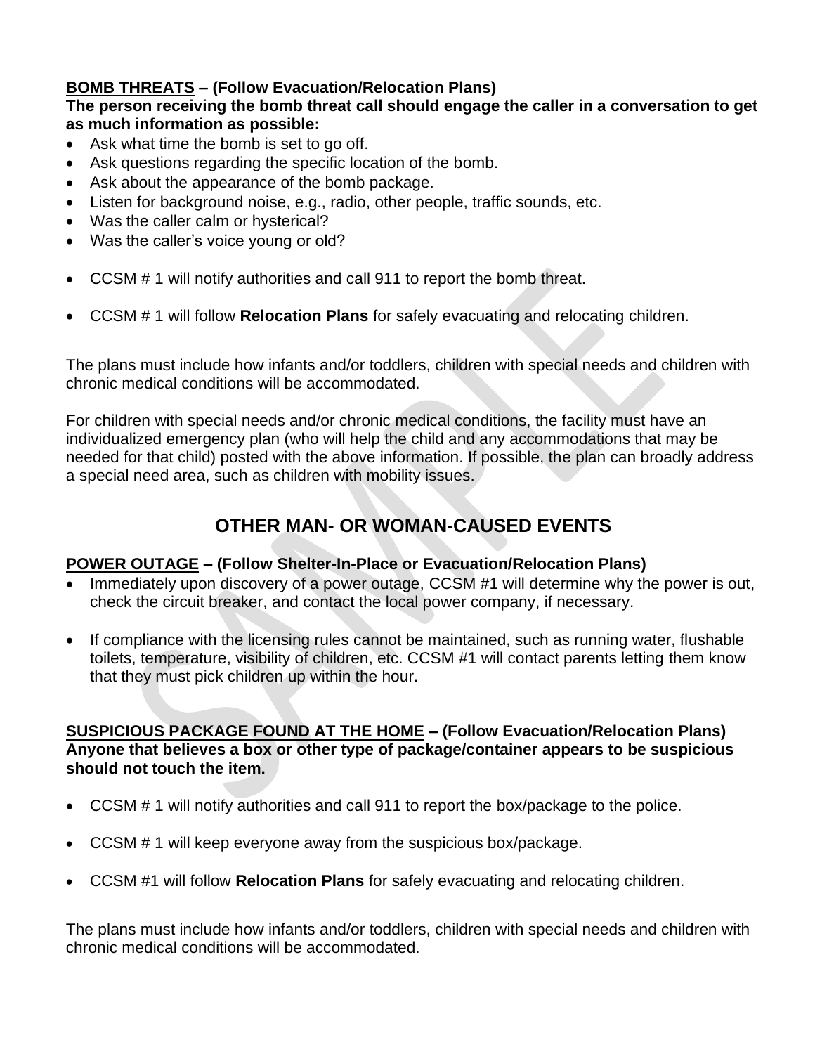**<u>BOMB THREATS</u> – (Follow Evacuation/Relocation Plans)**
**The person receiving the bomb threat call should engage the caller in a conversation to get as much information as possible:**

- Ask what time the bomb is set to go off.
- Ask questions regarding the specific location of the bomb.
- Ask about the appearance of the bomb package.
- Listen for background noise, e.g., radio, other people, traffic sounds, etc.
- Was the caller calm or hysterical?
- Was the caller's voice young or old?

- CCSM # 1 will notify authorities and call 911 to report the bomb threat.

- CCSM # 1 will follow **Relocation Plans** for safely evacuating and relocating children.

The plans must include how infants and/or toddlers, children with special needs and children with chronic medical conditions will be accommodated.

For children with special needs and/or chronic medical conditions, the facility must have an individualized emergency plan (who will help the child and any accommodations that may be needed for that child) posted with the above information. If possible, the plan can broadly address a special need area, such as children with mobility issues.

## OTHER MAN- OR WOMAN-CAUSED EVENTS

**<u>POWER OUTAGE</u> – (Follow Shelter-In-Place or Evacuation/Relocation Plans)**

- Immediately upon discovery of a power outage, CCSM #1 will determine why the power is out, check the circuit breaker, and contact the local power company, if necessary.

- If compliance with the licensing rules cannot be maintained, such as running water, flushable toilets, temperature, visibility of children, etc. CCSM #1 will contact parents letting them know that they must pick children up within the hour.

**<u>SUSPICIOUS PACKAGE FOUND AT THE HOME</u> – (Follow Evacuation/Relocation Plans)**
**Anyone that believes a box or other type of package/container appears to be suspicious should not touch the item.**

- CCSM # 1 will notify authorities and call 911 to report the box/package to the police.

- CCSM # 1 will keep everyone away from the suspicious box/package.

- CCSM #1 will follow **Relocation Plans** for safely evacuating and relocating children.

The plans must include how infants and/or toddlers, children with special needs and children with chronic medical conditions will be accommodated.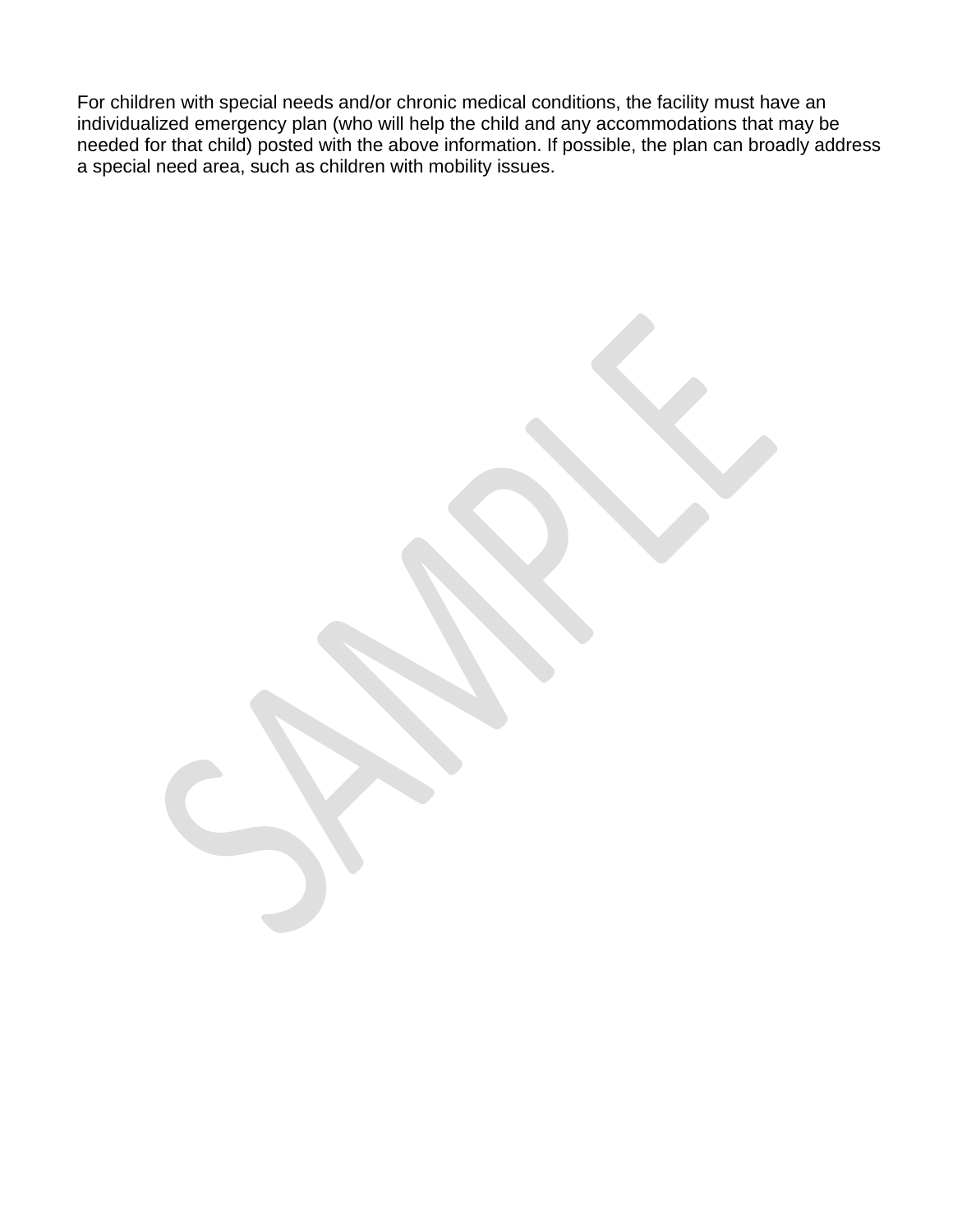For children with special needs and/or chronic medical conditions, the facility must have an individualized emergency plan (who will help the child and any accommodations that may be needed for that child) posted with the above information. If possible, the plan can broadly address a special need area, such as children with mobility issues.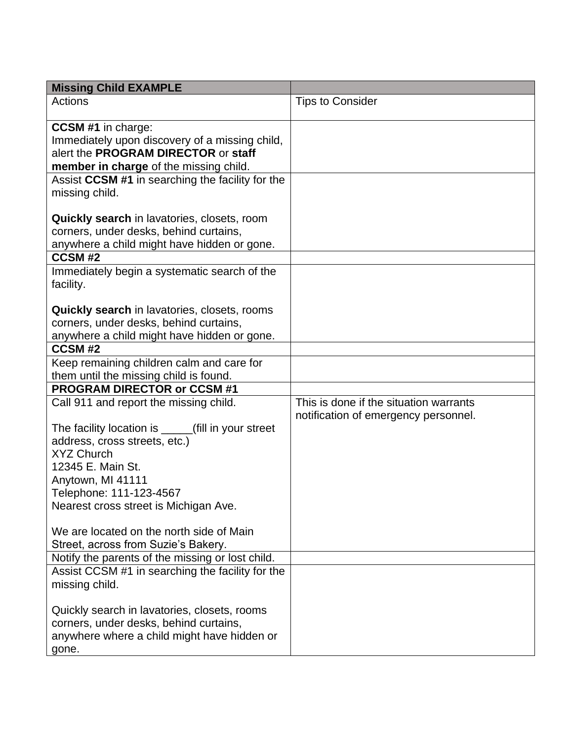| **Missing Child EXAMPLE** | |
|---|---|
| Actions | Tips to Consider |
| **CCSM #1** in charge:<br>Immediately upon discovery of a missing child, alert the **PROGRAM DIRECTOR** or **staff member in charge** of the missing child. | |
| Assist **CCSM #1** in searching the facility for the missing child.<br><br>**Quickly search** in lavatories, closets, room corners, under desks, behind curtains, anywhere a child might have hidden or gone. | |
| **CCSM #2** | |
| Immediately begin a systematic search of the facility.<br><br>**Quickly search** in lavatories, closets, rooms corners, under desks, behind curtains, anywhere a child might have hidden or gone. | |
| **CCSM #2** | |
| Keep remaining children calm and care for them until the missing child is found. | |
| **PROGRAM DIRECTOR or CCSM #1** | |
| Call 911 and report the missing child.<br><br>The facility location is _____(fill in your street address, cross streets, etc.)<br>XYZ Church<br>12345 E. Main St.<br>Anytown, MI 41111<br>Telephone: 111-123-4567<br>Nearest cross street is Michigan Ave.<br><br>We are located on the north side of Main Street, across from Suzie's Bakery. | This is done if the situation warrants notification of emergency personnel. |
| Notify the parents of the missing or lost child. | |
| Assist CCSM #1 in searching the facility for the missing child.<br><br>Quickly search in lavatories, closets, rooms corners, under desks, behind curtains, anywhere where a child might have hidden or gone. | |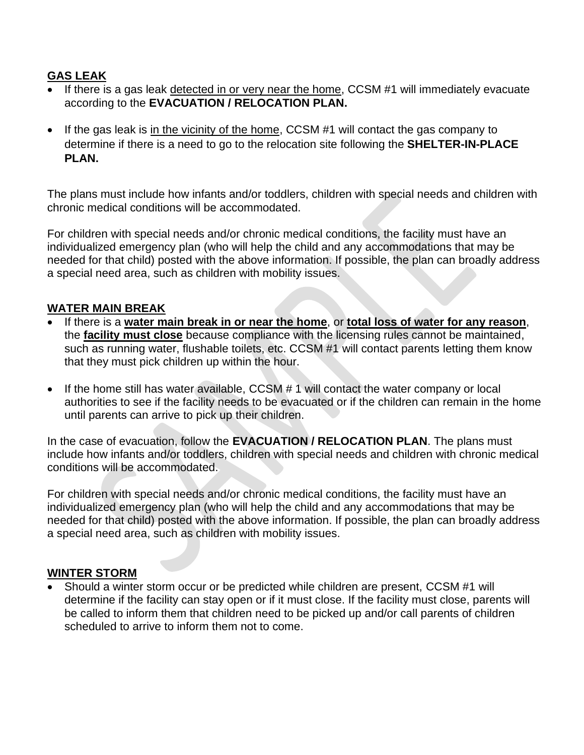**<u>GAS LEAK</u>**

- If there is a gas leak <u>detected in or very near the home</u>, CCSM #1 will immediately evacuate according to the **EVACUATION / RELOCATION PLAN.**
- If the gas leak is <u>in the vicinity of the home</u>, CCSM #1 will contact the gas company to determine if there is a need to go to the relocation site following the **SHELTER-IN-PLACE PLAN.**

The plans must include how infants and/or toddlers, children with special needs and children with chronic medical conditions will be accommodated.

For children with special needs and/or chronic medical conditions, the facility must have an individualized emergency plan (who will help the child and any accommodations that may be needed for that child) posted with the above information. If possible, the plan can broadly address a special need area, such as children with mobility issues.

**<u>WATER MAIN BREAK</u>**

- If there is a **<u>water main break in or near the home</u>**, or **<u>total loss of water for any reason</u>**, the **<u>facility must close</u>** because compliance with the licensing rules cannot be maintained, such as running water, flushable toilets, etc. CCSM #1 will contact parents letting them know that they must pick children up within the hour.
- If the home still has water available, CCSM # 1 will contact the water company or local authorities to see if the facility needs to be evacuated or if the children can remain in the home until parents can arrive to pick up their children.

In the case of evacuation, follow the **EVACUATION / RELOCATION PLAN**. The plans must include how infants and/or toddlers, children with special needs and children with chronic medical conditions will be accommodated.

For children with special needs and/or chronic medical conditions, the facility must have an individualized emergency plan (who will help the child and any accommodations that may be needed for that child) posted with the above information. If possible, the plan can broadly address a special need area, such as children with mobility issues.

**<u>WINTER STORM</u>**

- Should a winter storm occur or be predicted while children are present, CCSM #1 will determine if the facility can stay open or if it must close. If the facility must close, parents will be called to inform them that children need to be picked up and/or call parents of children scheduled to arrive to inform them not to come.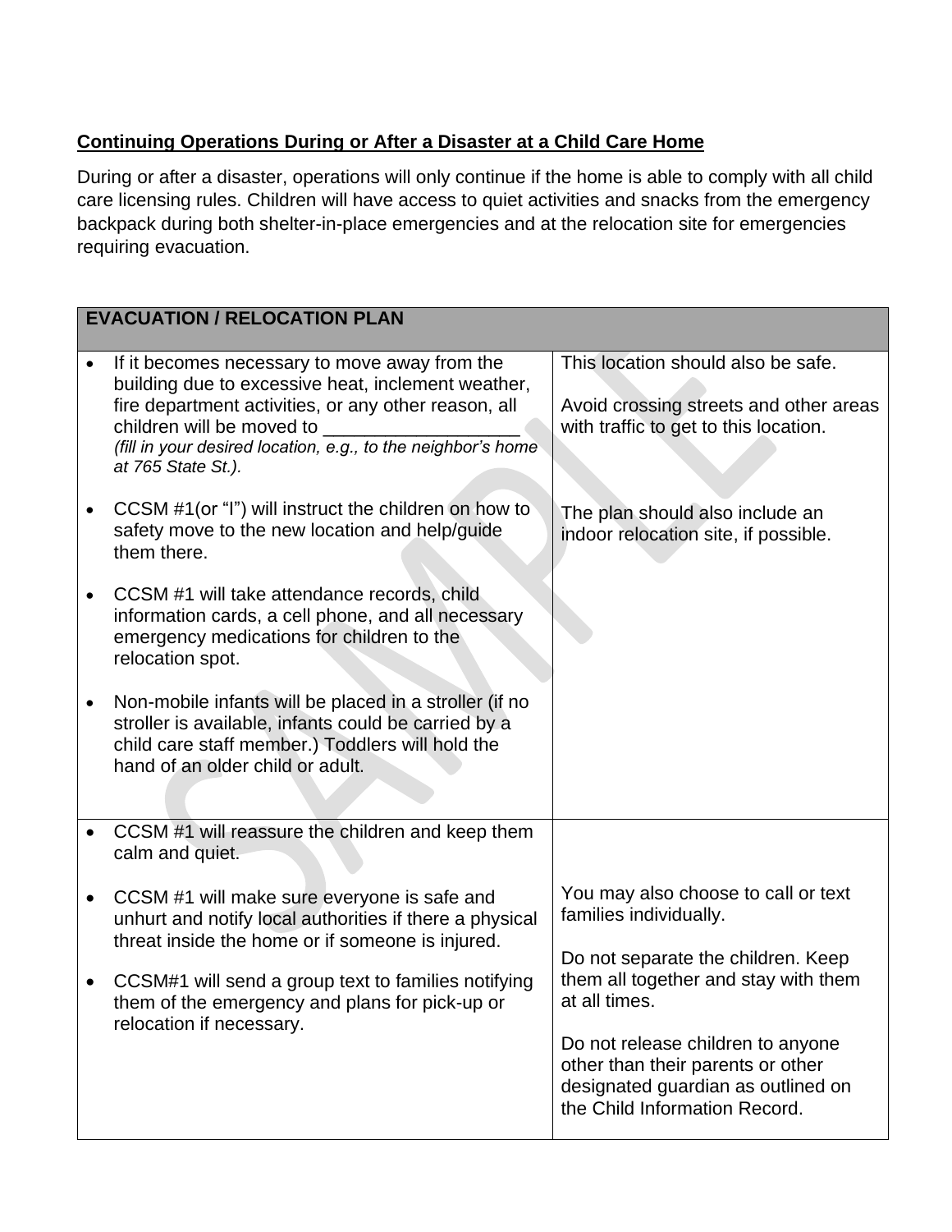**Continuing Operations During or After a Disaster at a Child Care Home**

During or after a disaster, operations will only continue if the home is able to comply with all child care licensing rules. Children will have access to quiet activities and snacks from the emergency backpack during both shelter-in-place emergencies and at the relocation site for emergencies requiring evacuation.

| EVACUATION / RELOCATION PLAN | |
|---|---|
| • If it becomes necessary to move away from the building due to excessive heat, inclement weather, fire department activities, or any other reason, all children will be moved to ___________________ *(fill in your desired location, e.g., to the neighbor's home at 765 State St.).*<br><br>• CCSM #1(or "I") will instruct the children on how to safety move to the new location and help/guide them there.<br><br>• CCSM #1 will take attendance records, child information cards, a cell phone, and all necessary emergency medications for children to the relocation spot.<br><br>• Non-mobile infants will be placed in a stroller (if no stroller is available, infants could be carried by a child care staff member.) Toddlers will hold the hand of an older child or adult. | This location should also be safe.<br><br>Avoid crossing streets and other areas with traffic to get to this location.<br><br>The plan should also include an indoor relocation site, if possible. |
| • CCSM #1 will reassure the children and keep them calm and quiet.<br><br>• CCSM #1 will make sure everyone is safe and unhurt and notify local authorities if there a physical threat inside the home or if someone is injured.<br><br>• CCSM#1 will send a group text to families notifying them of the emergency and plans for pick-up or relocation if necessary. | You may also choose to call or text families individually.<br><br>Do not separate the children. Keep them all together and stay with them at all times.<br><br>Do not release children to anyone other than their parents or other designated guardian as outlined on the Child Information Record. |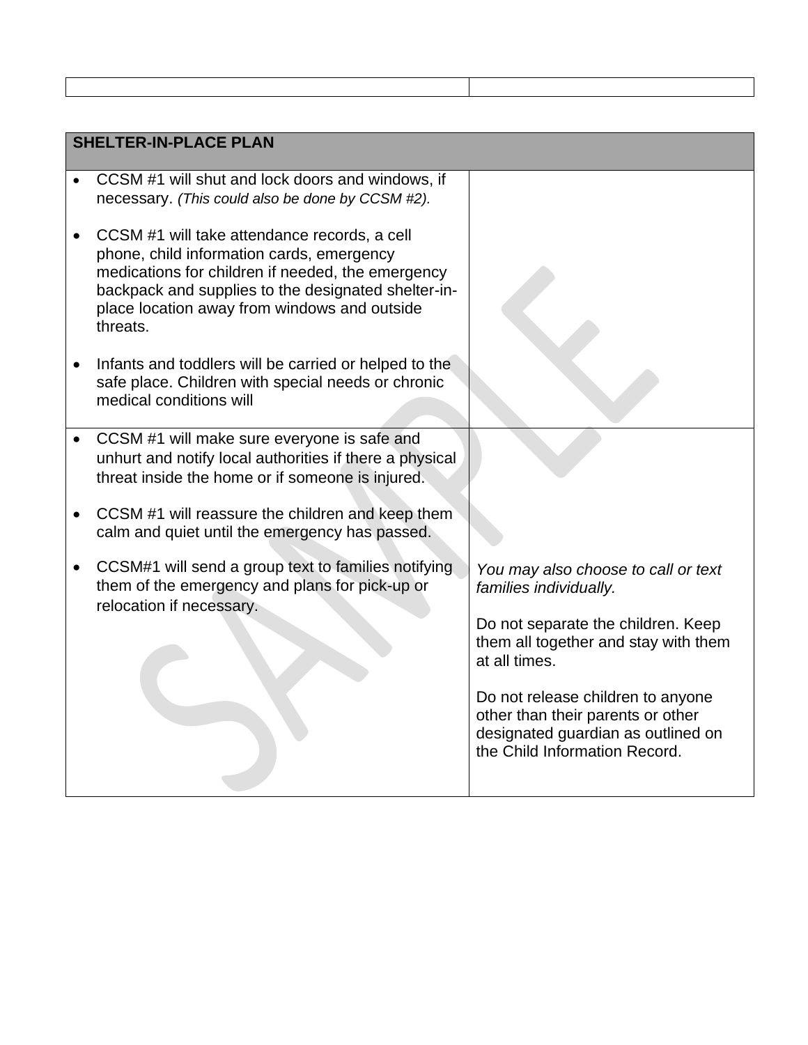| | |
|---|---|
| | |

| SHELTER-IN-PLACE PLAN | |
|---|---|
| • CCSM #1 will shut and lock doors and windows, if necessary. *(This could also be done by CCSM #2).*<br><br>• CCSM #1 will take attendance records, a cell phone, child information cards, emergency medications for children if needed, the emergency backpack and supplies to the designated shelter-in-place location away from windows and outside threats.<br><br>• Infants and toddlers will be carried or helped to the safe place. Children with special needs or chronic medical conditions will | |
| • CCSM #1 will make sure everyone is safe and unhurt and notify local authorities if there a physical threat inside the home or if someone is injured.<br><br>• CCSM #1 will reassure the children and keep them calm and quiet until the emergency has passed.<br><br>• CCSM#1 will send a group text to families notifying them of the emergency and plans for pick-up or relocation if necessary. | *You may also choose to call or text families individually.*<br><br>Do not separate the children. Keep them all together and stay with them at all times.<br><br>Do not release children to anyone other than their parents or other designated guardian as outlined on the Child Information Record. |

SAMPLE